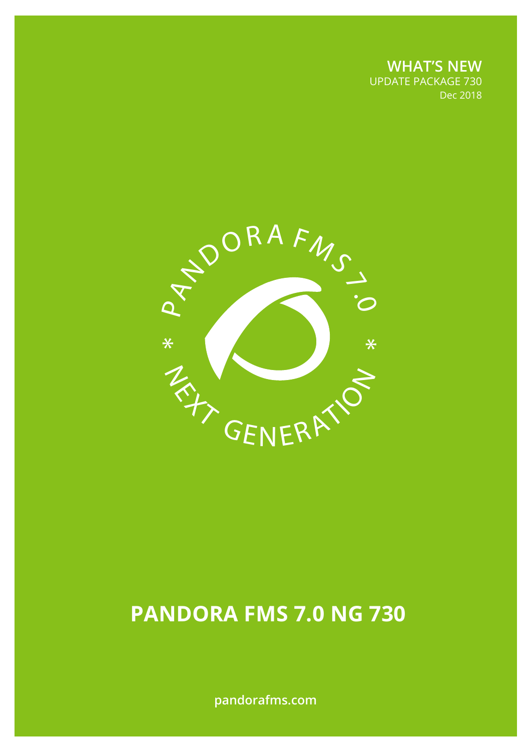**WHAT'S NEW**
UPDATE PACKAGE 730
Dec 2018

# PANDORA FMS 7.0 NG 730

pandorafms.com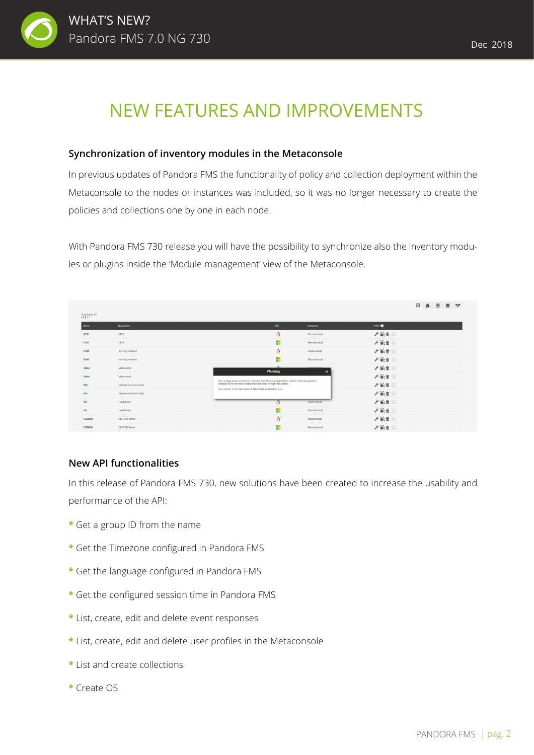# NEW FEATURES AND IMPROVEMENTS

### Synchronization of inventory modules in the Metaconsole

In previous updates of Pandora FMS the functionality of policy and collection deployment within the Metaconsole to the nodes or instances was included, so it was no longer necessary to create the policies and collections one by one in each node.

With Pandora FMS 730 release you will have the possibility to synchronize also the inventory modules or plugins inside the 'Module management' view of the Metaconsole.

### New API functionalities

In this release of Pandora FMS 730, new solutions have been created to increase the usability and performance of the API:

* Get a group ID from the name
* Get the Timezone configured in Pandora FMS
* Get the language configured in Pandora FMS
* Get the configured session time in Pandora FMS
* List, create, edit and delete event responses
* List, create, edit and delete user profiles in the Metaconsole
* List and create collections
* Create OS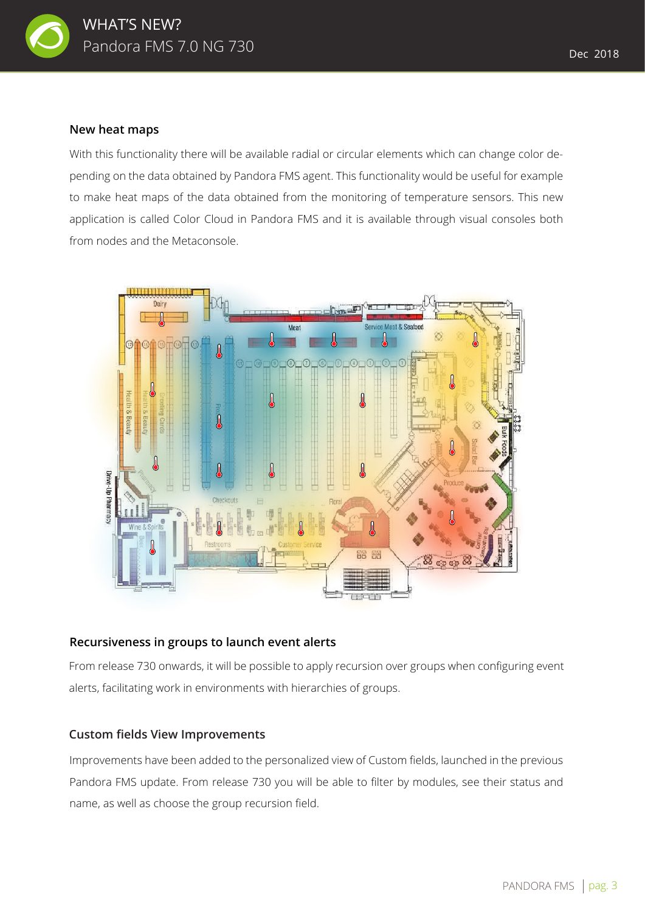### New heat maps

With this functionality there will be available radial or circular elements which can change color depending on the data obtained by Pandora FMS agent. This functionality would be useful for example to make heat maps of the data obtained from the monitoring of temperature sensors. This new application is called Color Cloud in Pandora FMS and it is available through visual consoles both from nodes and the Metaconsole.

### Recursiveness in groups to launch event alerts

From release 730 onwards, it will be possible to apply recursion over groups when configuring event alerts, facilitating work in environments with hierarchies of groups.

### Custom fields View Improvements

Improvements have been added to the personalized view of Custom fields, launched in the previous Pandora FMS update. From release 730 you will be able to filter by modules, see their status and name, as well as choose the group recursion field.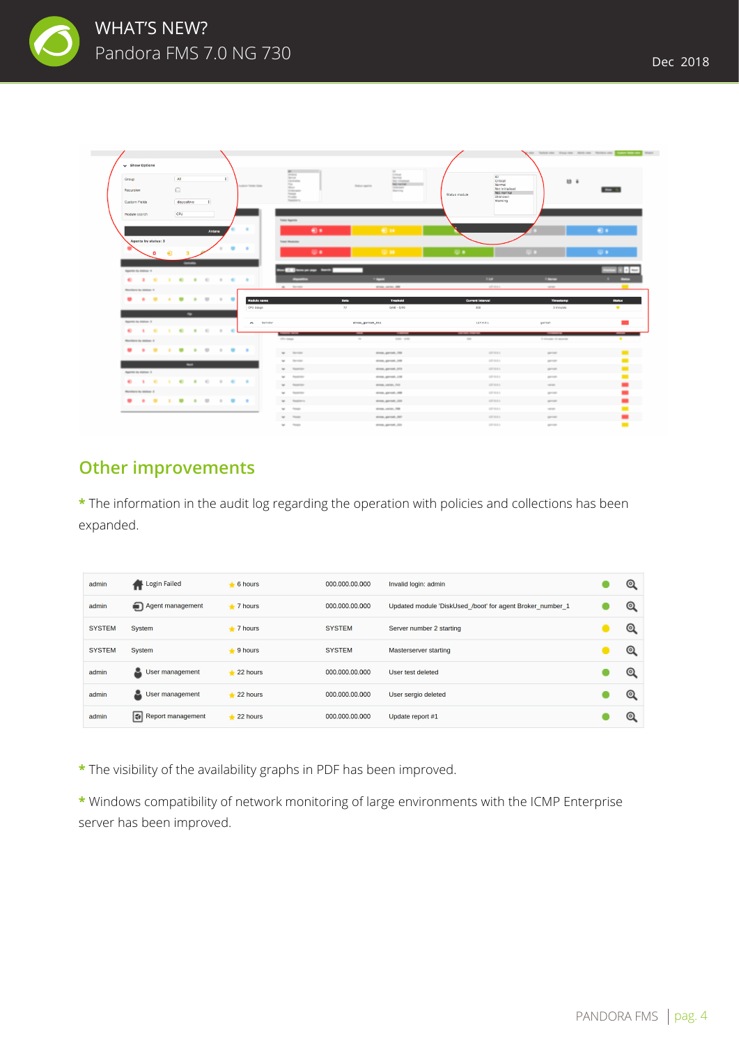## Other improvements

* The information in the audit log regarding the operation with policies and collections has been expanded.

| | | | | | | |
|---|---|---|---|---|---|---|
| admin | Login Failed | 6 hours | 000.000.00.000 | Invalid login: admin | | |
| admin | Agent management | 7 hours | 000.000.00.000 | Updated module 'DiskUsed_/boot' for agent Broker_number_1 | | |
| SYSTEM | System | 7 hours | SYSTEM | Server number 2 starting | | |
| SYSTEM | System | 9 hours | SYSTEM | Masterserver starting | | |
| admin | User management | 22 hours | 000.000.00.000 | User test deleted | | |
| admin | User management | 22 hours | 000.000.00.000 | User sergio deleted | | |
| admin | Report management | 22 hours | 000.000.00.000 | Update report #1 | | |

* The visibility of the availability graphs in PDF has been improved.

* Windows compatibility of network monitoring of large environments with the ICMP Enterprise server has been improved.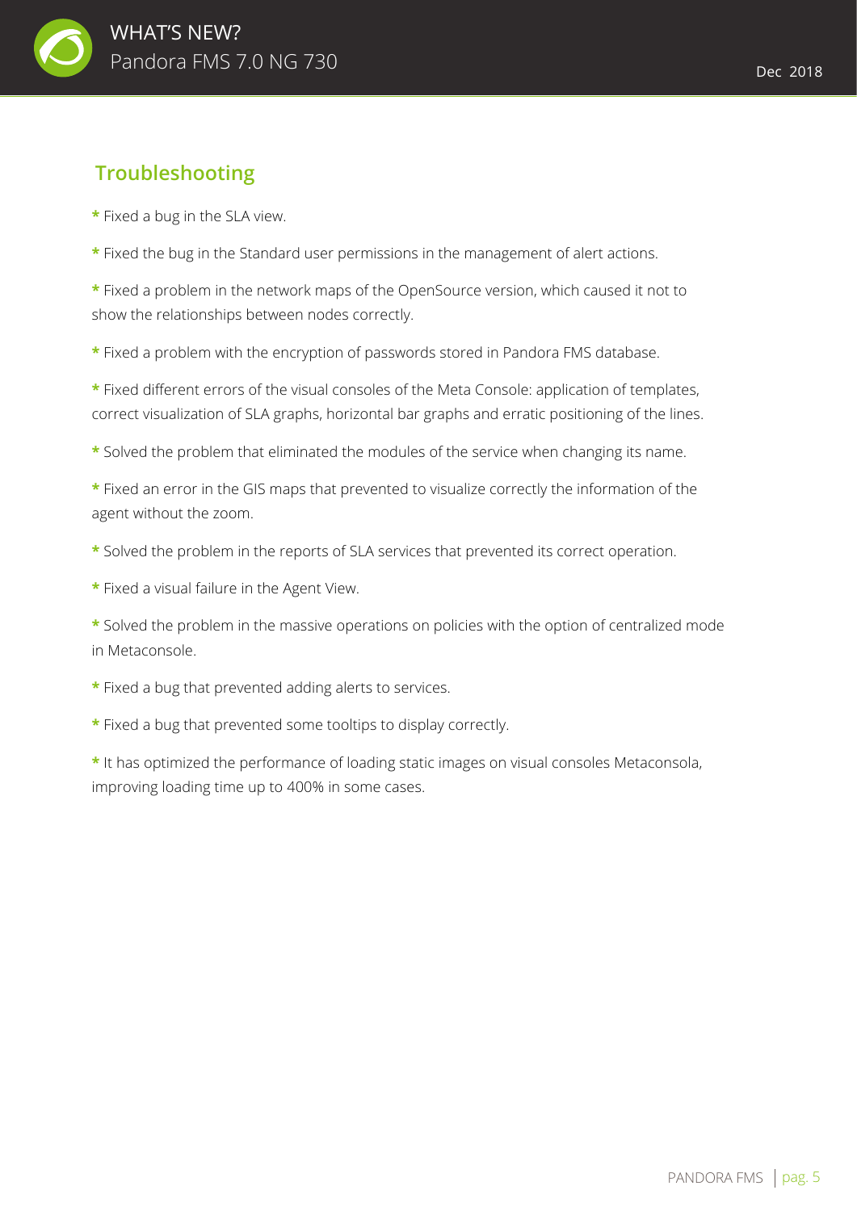## Troubleshooting

* Fixed a bug in the SLA view.

* Fixed the bug in the Standard user permissions in the management of alert actions.

* Fixed a problem in the network maps of the OpenSource version, which caused it not to show the relationships between nodes correctly.

* Fixed a problem with the encryption of passwords stored in Pandora FMS database.

* Fixed different errors of the visual consoles of the Meta Console: application of templates, correct visualization of SLA graphs, horizontal bar graphs and erratic positioning of the lines.

* Solved the problem that eliminated the modules of the service when changing its name.

* Fixed an error in the GIS maps that prevented to visualize correctly the information of the agent without the zoom.

* Solved the problem in the reports of SLA services that prevented its correct operation.

* Fixed a visual failure in the Agent View.

* Solved the problem in the massive operations on policies with the option of centralized mode in Metaconsole.

* Fixed a bug that prevented adding alerts to services.

* Fixed a bug that prevented some tooltips to display correctly.

* It has optimized the performance of loading static images on visual consoles Metaconsola, improving loading time up to 400% in some cases.